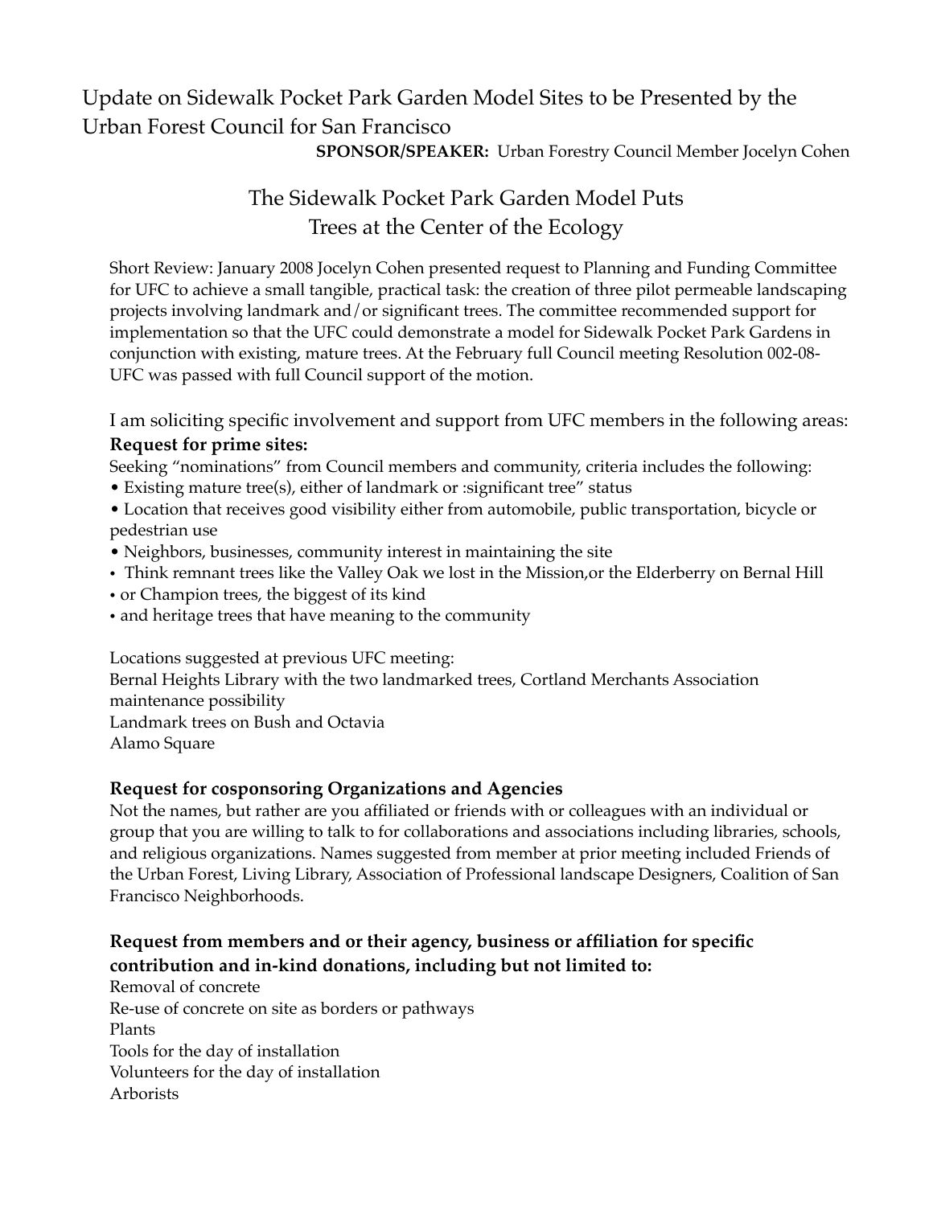# Update on Sidewalk Pocket Park Garden Model Sites to be Presented by the Urban Forest Council for San Francisco

**SPONSOR/SPEAKER:** Urban Forestry Council Member Jocelyn Cohen

## The Sidewalk Pocket Park Garden Model Puts Trees at the Center of the Ecology

Short Review: January 2008 Jocelyn Cohen presented request to Planning and Funding Committee for UFC to achieve a small tangible, practical task: the creation of three pilot permeable landscaping projects involving landmark and/or significant trees. The committee recommended support for implementation so that the UFC could demonstrate a model for Sidewalk Pocket Park Gardens in conjunction with existing, mature trees. At the February full Council meeting Resolution 002-08-UFC was passed with full Council support of the motion.

I am soliciting specific involvement and support from UFC members in the following areas:

**Request for prime sites:**

Seeking "nominations" from Council members and community, criteria includes the following:

- Existing mature tree(s), either of landmark or :significant tree" status
- Location that receives good visibility either from automobile, public transportation, bicycle or pedestrian use
- Neighbors, businesses, community interest in maintaining the site
- Think remnant trees like the Valley Oak we lost in the Mission,or the Elderberry on Bernal Hill
- or Champion trees, the biggest of its kind
- and heritage trees that have meaning to the community

Locations suggested at previous UFC meeting:
Bernal Heights Library with the two landmarked trees, Cortland Merchants Association maintenance possibility
Landmark trees on Bush and Octavia
Alamo Square

**Request for cosponsoring Organizations and Agencies**

Not the names, but rather are you affiliated or friends with or colleagues with an individual or group that you are willing to talk to for collaborations and associations including libraries, schools, and religious organizations. Names suggested from member at prior meeting included Friends of the Urban Forest, Living Library, Association of Professional landscape Designers, Coalition of San Francisco Neighborhoods.

**Request from members and or their agency, business or affiliation for specific contribution and in-kind donations, including but not limited to:**

Removal of concrete
Re-use of concrete on site as borders or pathways
Plants
Tools for the day of installation
Volunteers for the day of installation
Arborists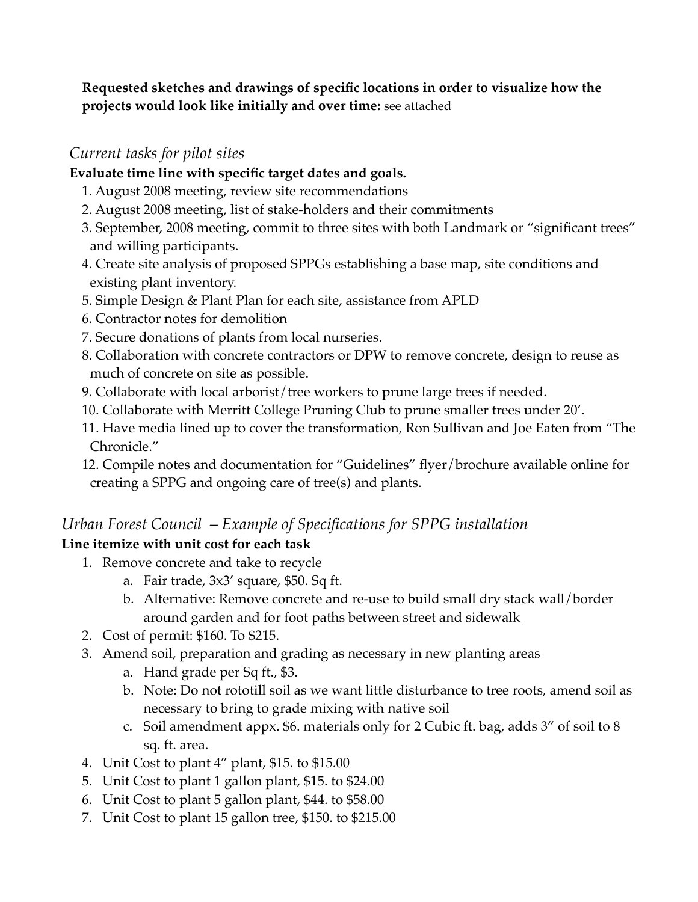**Requested sketches and drawings of specific locations in order to visualize how the projects would look like initially and over time:** see attached

### *Current tasks for pilot sites*

**Evaluate time line with specific target dates and goals.**

1. August 2008 meeting, review site recommendations
2. August 2008 meeting, list of stake-holders and their commitments
3. September, 2008 meeting, commit to three sites with both Landmark or "significant trees" and willing participants.
4. Create site analysis of proposed SPPGs establishing a base map, site conditions and existing plant inventory.
5. Simple Design & Plant Plan for each site, assistance from APLD
6. Contractor notes for demolition
7. Secure donations of plants from local nurseries.
8. Collaboration with concrete contractors or DPW to remove concrete, design to reuse as much of concrete on site as possible.
9. Collaborate with local arborist/tree workers to prune large trees if needed.
10. Collaborate with Merritt College Pruning Club to prune smaller trees under 20'.
11. Have media lined up to cover the transformation, Ron Sullivan and Joe Eaten from "The Chronicle."
12. Compile notes and documentation for "Guidelines" flyer/brochure available online for creating a SPPG and ongoing care of tree(s) and plants.

### *Urban Forest Council – Example of Specifications for SPPG installation*

**Line itemize with unit cost for each task**

1. Remove concrete and take to recycle
   a. Fair trade, 3x3' square, $50. Sq ft.
   b. Alternative: Remove concrete and re-use to build small dry stack wall/border around garden and for foot paths between street and sidewalk
2. Cost of permit: $160. To $215.
3. Amend soil, preparation and grading as necessary in new planting areas
   a. Hand grade per Sq ft., $3.
   b. Note: Do not rototill soil as we want little disturbance to tree roots, amend soil as necessary to bring to grade mixing with native soil
   c. Soil amendment appx. $6. materials only for 2 Cubic ft. bag, adds 3" of soil to 8 sq. ft. area.
4. Unit Cost to plant 4" plant, $15. to $15.00
5. Unit Cost to plant 1 gallon plant, $15. to $24.00
6. Unit Cost to plant 5 gallon plant, $44. to $58.00
7. Unit Cost to plant 15 gallon tree, $150. to $215.00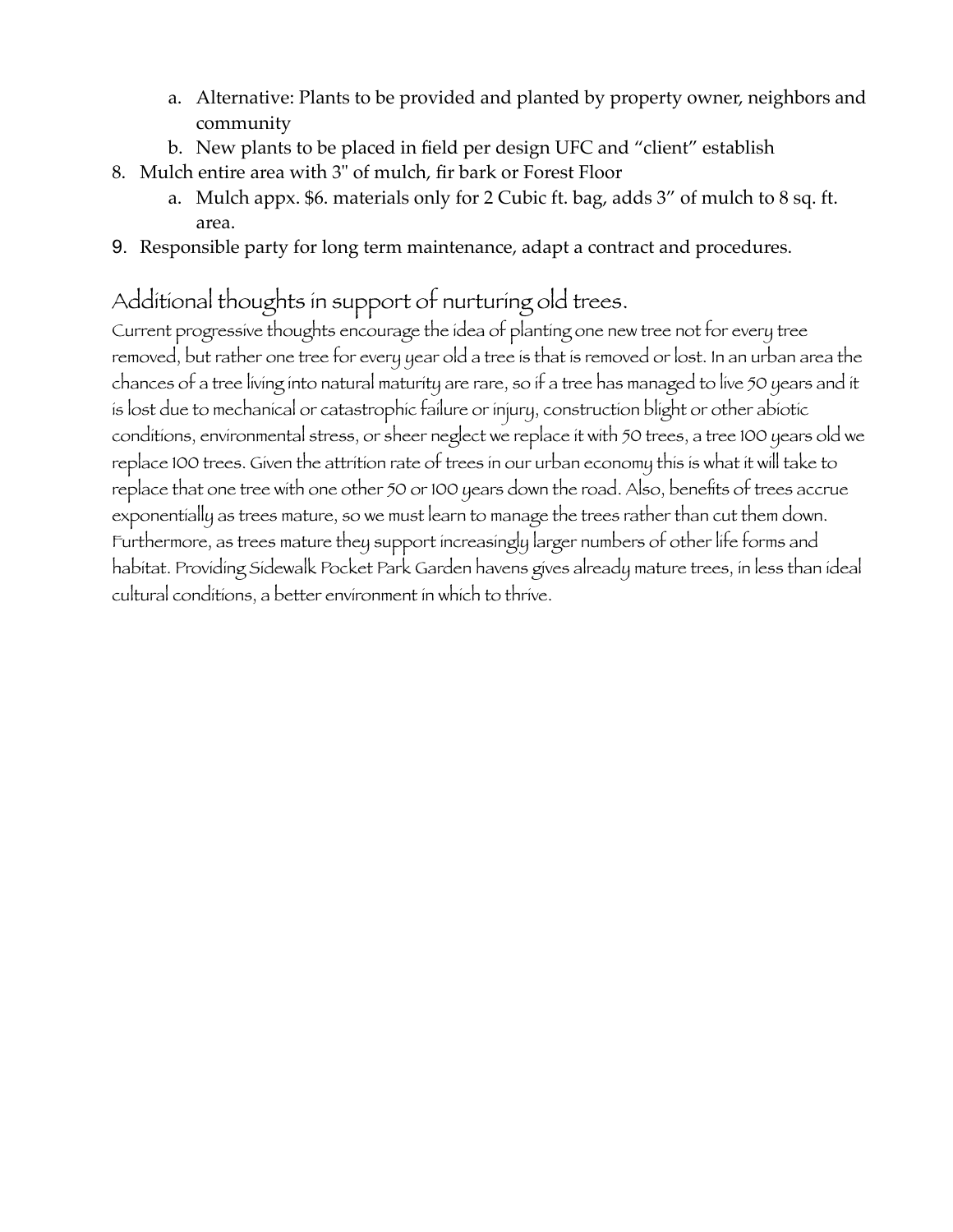a. Alternative: Plants to be provided and planted by property owner, neighbors and community
   b. New plants to be placed in field per design UFC and "client" establish

8. Mulch entire area with 3" of mulch, fir bark or Forest Floor
   a. Mulch appx. $6. materials only for 2 Cubic ft. bag, adds 3" of mulch to 8 sq. ft. area.

9. Responsible party for long term maintenance, adapt a contract and procedures.

## Additional thoughts in support of nurturing old trees.

Current progressive thoughts encourage the idea of planting one new tree not for every tree removed, but rather one tree for every year old a tree is that is removed or lost. In an urban area the chances of a tree living into natural maturity are rare, so if a tree has managed to live 50 years and it is lost due to mechanical or catastrophic failure or injury, construction blight or other abiotic conditions, environmental stress, or sheer neglect we replace it with 50 trees, a tree 100 years old we replace 100 trees. Given the attrition rate of trees in our urban economy this is what it will take to replace that one tree with one other 50 or 100 years down the road. Also, benefits of trees accrue exponentially as trees mature, so we must learn to manage the trees rather than cut them down. Furthermore, as trees mature they support increasingly larger numbers of other life forms and habitat. Providing Sidewalk Pocket Park Garden havens gives already mature trees, in less than ideal cultural conditions, a better environment in which to thrive.